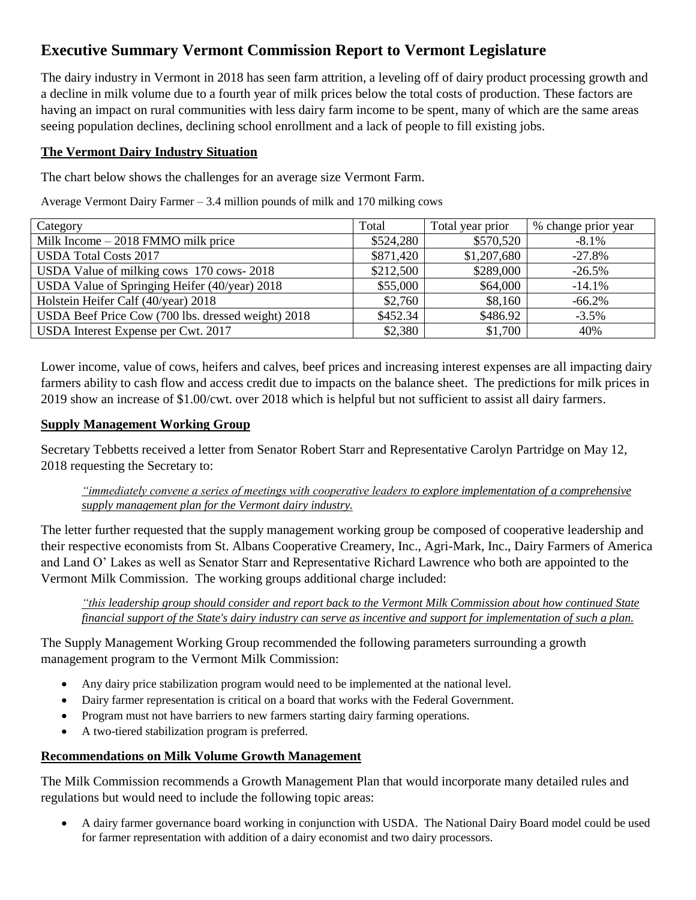# Executive Summary Vermont Commission Report to Vermont Legislature

The dairy industry in Vermont in 2018 has seen farm attrition, a leveling off of dairy product processing growth and a decline in milk volume due to a fourth year of milk prices below the total costs of production. These factors are having an impact on rural communities with less dairy farm income to be spent, many of which are the same areas seeing population declines, declining school enrollment and a lack of people to fill existing jobs.

**The Vermont Dairy Industry Situation**

The chart below shows the challenges for an average size Vermont Farm.

Average Vermont Dairy Farmer – 3.4 million pounds of milk and 170 milking cows

| Category | Total | Total year prior | % change prior year |
|---|---|---|---|
| Milk Income – 2018 FMMO milk price | $524,280 | $570,520 | -8.1% |
| USDA Total Costs 2017 | $871,420 | $1,207,680 | -27.8% |
| USDA Value of milking cows 170 cows- 2018 | $212,500 | $289,000 | -26.5% |
| USDA Value of Springing Heifer (40/year) 2018 | $55,000 | $64,000 | -14.1% |
| Holstein Heifer Calf (40/year) 2018 | $2,760 | $8,160 | -66.2% |
| USDA Beef Price Cow (700 lbs. dressed weight) 2018 | $452.34 | $486.92 | -3.5% |
| USDA Interest Expense per Cwt. 2017 | $2,380 | $1,700 | 40% |

Lower income, value of cows, heifers and calves, beef prices and increasing interest expenses are all impacting dairy farmers ability to cash flow and access credit due to impacts on the balance sheet. The predictions for milk prices in 2019 show an increase of $1.00/cwt. over 2018 which is helpful but not sufficient to assist all dairy farmers.

**Supply Management Working Group**

Secretary Tebbetts received a letter from Senator Robert Starr and Representative Carolyn Partridge on May 12, 2018 requesting the Secretary to:

> *"immediately convene a series of meetings with cooperative leaders to explore implementation of a comprehensive supply management plan for the Vermont dairy industry.*

The letter further requested that the supply management working group be composed of cooperative leadership and their respective economists from St. Albans Cooperative Creamery, Inc., Agri-Mark, Inc., Dairy Farmers of America and Land O' Lakes as well as Senator Starr and Representative Richard Lawrence who both are appointed to the Vermont Milk Commission. The working groups additional charge included:

> *"this leadership group should consider and report back to the Vermont Milk Commission about how continued State financial support of the State's dairy industry can serve as incentive and support for implementation of such a plan.*

The Supply Management Working Group recommended the following parameters surrounding a growth management program to the Vermont Milk Commission:

- Any dairy price stabilization program would need to be implemented at the national level.
- Dairy farmer representation is critical on a board that works with the Federal Government.
- Program must not have barriers to new farmers starting dairy farming operations.
- A two-tiered stabilization program is preferred.

**Recommendations on Milk Volume Growth Management**

The Milk Commission recommends a Growth Management Plan that would incorporate many detailed rules and regulations but would need to include the following topic areas:

- A dairy farmer governance board working in conjunction with USDA. The National Dairy Board model could be used for farmer representation with addition of a dairy economist and two dairy processors.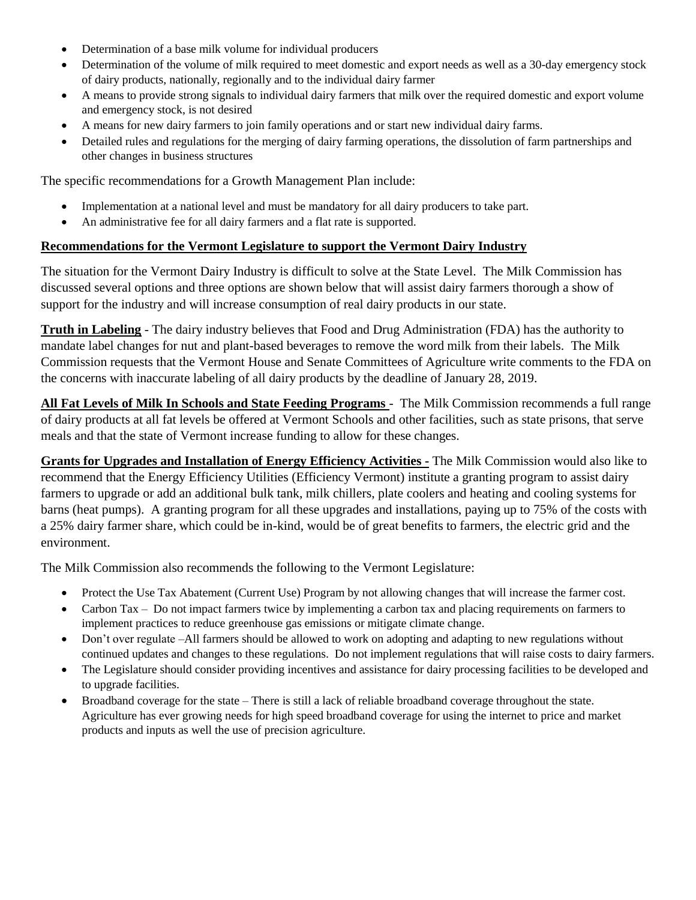- Determination of a base milk volume for individual producers
- Determination of the volume of milk required to meet domestic and export needs as well as a 30-day emergency stock of dairy products, nationally, regionally and to the individual dairy farmer
- A means to provide strong signals to individual dairy farmers that milk over the required domestic and export volume and emergency stock, is not desired
- A means for new dairy farmers to join family operations and or start new individual dairy farms.
- Detailed rules and regulations for the merging of dairy farming operations, the dissolution of farm partnerships and other changes in business structures

The specific recommendations for a Growth Management Plan include:

- Implementation at a national level and must be mandatory for all dairy producers to take part.
- An administrative fee for all dairy farmers and a flat rate is supported.

## Recommendations for the Vermont Legislature to support the Vermont Dairy Industry

The situation for the Vermont Dairy Industry is difficult to solve at the State Level. The Milk Commission has discussed several options and three options are shown below that will assist dairy farmers thorough a show of support for the industry and will increase consumption of real dairy products in our state.

**Truth in Labeling** - The dairy industry believes that Food and Drug Administration (FDA) has the authority to mandate label changes for nut and plant-based beverages to remove the word milk from their labels. The Milk Commission requests that the Vermont House and Senate Committees of Agriculture write comments to the FDA on the concerns with inaccurate labeling of all dairy products by the deadline of January 28, 2019.

**All Fat Levels of Milk In Schools and State Feeding Programs** - The Milk Commission recommends a full range of dairy products at all fat levels be offered at Vermont Schools and other facilities, such as state prisons, that serve meals and that the state of Vermont increase funding to allow for these changes.

**Grants for Upgrades and Installation of Energy Efficiency Activities -** The Milk Commission would also like to recommend that the Energy Efficiency Utilities (Efficiency Vermont) institute a granting program to assist dairy farmers to upgrade or add an additional bulk tank, milk chillers, plate coolers and heating and cooling systems for barns (heat pumps). A granting program for all these upgrades and installations, paying up to 75% of the costs with a 25% dairy farmer share, which could be in-kind, would be of great benefits to farmers, the electric grid and the environment.

The Milk Commission also recommends the following to the Vermont Legislature:

- Protect the Use Tax Abatement (Current Use) Program by not allowing changes that will increase the farmer cost.
- Carbon Tax – Do not impact farmers twice by implementing a carbon tax and placing requirements on farmers to implement practices to reduce greenhouse gas emissions or mitigate climate change.
- Don't over regulate –All farmers should be allowed to work on adopting and adapting to new regulations without continued updates and changes to these regulations. Do not implement regulations that will raise costs to dairy farmers.
- The Legislature should consider providing incentives and assistance for dairy processing facilities to be developed and to upgrade facilities.
- Broadband coverage for the state – There is still a lack of reliable broadband coverage throughout the state. Agriculture has ever growing needs for high speed broadband coverage for using the internet to price and market products and inputs as well the use of precision agriculture.